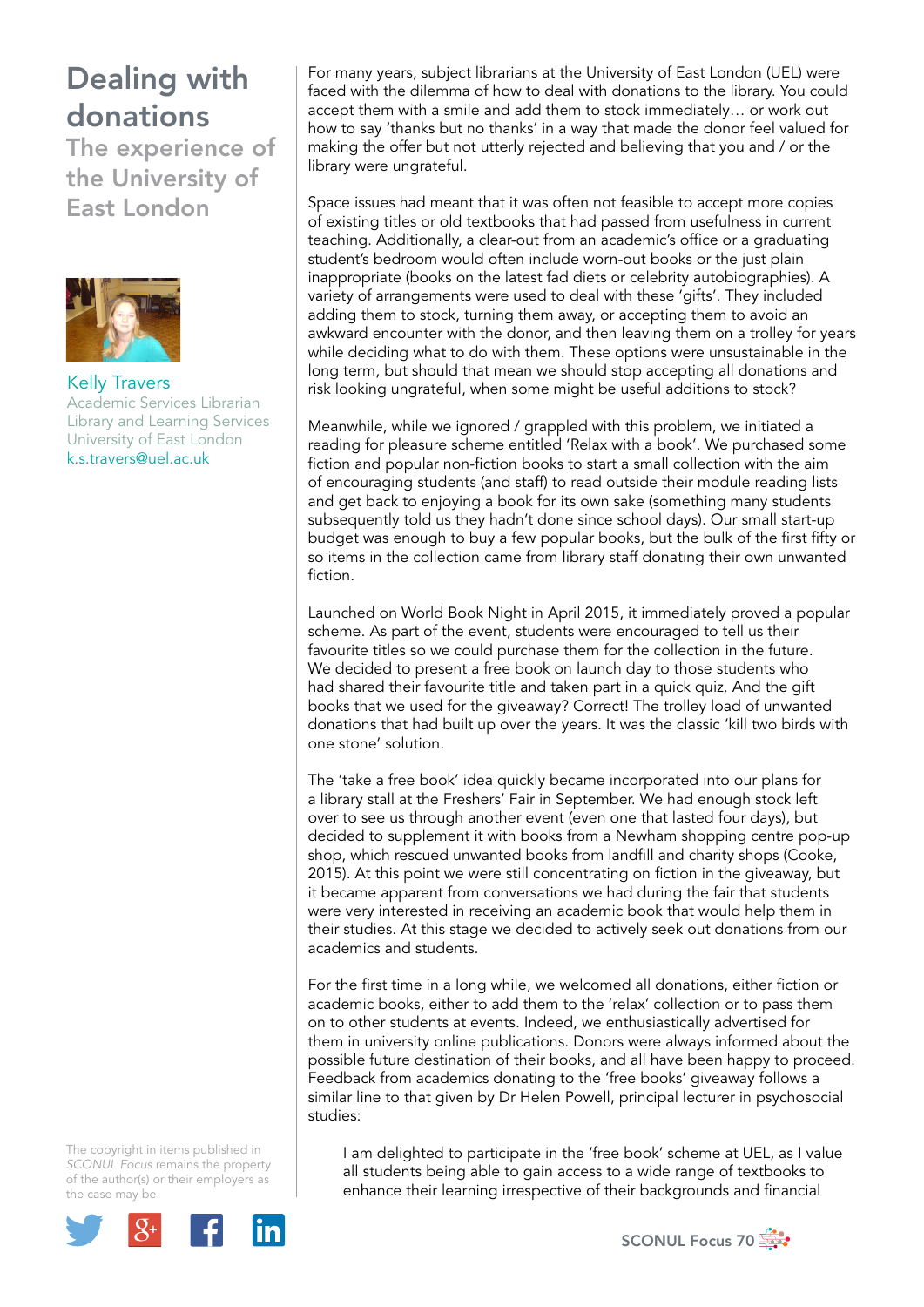# Dealing with donations

## The experience of the University of East London

Kelly Travers
Academic Services Librarian
Library and Learning Services
University of East London
k.s.travers@uel.ac.uk

For many years, subject librarians at the University of East London (UEL) were faced with the dilemma of how to deal with donations to the library. You could accept them with a smile and add them to stock immediately… or work out how to say 'thanks but no thanks' in a way that made the donor feel valued for making the offer but not utterly rejected and believing that you and / or the library were ungrateful.

Space issues had meant that it was often not feasible to accept more copies of existing titles or old textbooks that had passed from usefulness in current teaching. Additionally, a clear-out from an academic's office or a graduating student's bedroom would often include worn-out books or the just plain inappropriate (books on the latest fad diets or celebrity autobiographies). A variety of arrangements were used to deal with these 'gifts'. They included adding them to stock, turning them away, or accepting them to avoid an awkward encounter with the donor, and then leaving them on a trolley for years while deciding what to do with them. These options were unsustainable in the long term, but should that mean we should stop accepting all donations and risk looking ungrateful, when some might be useful additions to stock?

Meanwhile, while we ignored / grappled with this problem, we initiated a reading for pleasure scheme entitled 'Relax with a book'. We purchased some fiction and popular non-fiction books to start a small collection with the aim of encouraging students (and staff) to read outside their module reading lists and get back to enjoying a book for its own sake (something many students subsequently told us they hadn't done since school days). Our small start-up budget was enough to buy a few popular books, but the bulk of the first fifty or so items in the collection came from library staff donating their own unwanted fiction.

Launched on World Book Night in April 2015, it immediately proved a popular scheme. As part of the event, students were encouraged to tell us their favourite titles so we could purchase them for the collection in the future. We decided to present a free book on launch day to those students who had shared their favourite title and taken part in a quick quiz. And the gift books that we used for the giveaway? Correct! The trolley load of unwanted donations that had built up over the years. It was the classic 'kill two birds with one stone' solution.

The 'take a free book' idea quickly became incorporated into our plans for a library stall at the Freshers' Fair in September. We had enough stock left over to see us through another event (even one that lasted four days), but decided to supplement it with books from a Newham shopping centre pop-up shop, which rescued unwanted books from landfill and charity shops (Cooke, 2015). At this point we were still concentrating on fiction in the giveaway, but it became apparent from conversations we had during the fair that students were very interested in receiving an academic book that would help them in their studies. At this stage we decided to actively seek out donations from our academics and students.

For the first time in a long while, we welcomed all donations, either fiction or academic books, either to add them to the 'relax' collection or to pass them on to other students at events. Indeed, we enthusiastically advertised for them in university online publications. Donors were always informed about the possible future destination of their books, and all have been happy to proceed. Feedback from academics donating to the 'free books' giveaway follows a similar line to that given by Dr Helen Powell, principal lecturer in psychosocial studies:

> I am delighted to participate in the 'free book' scheme at UEL, as I value all students being able to gain access to a wide range of textbooks to enhance their learning irrespective of their backgrounds and financial

The copyright in items published in *SCONUL Focus* remains the property of the author(s) or their employers as the case may be.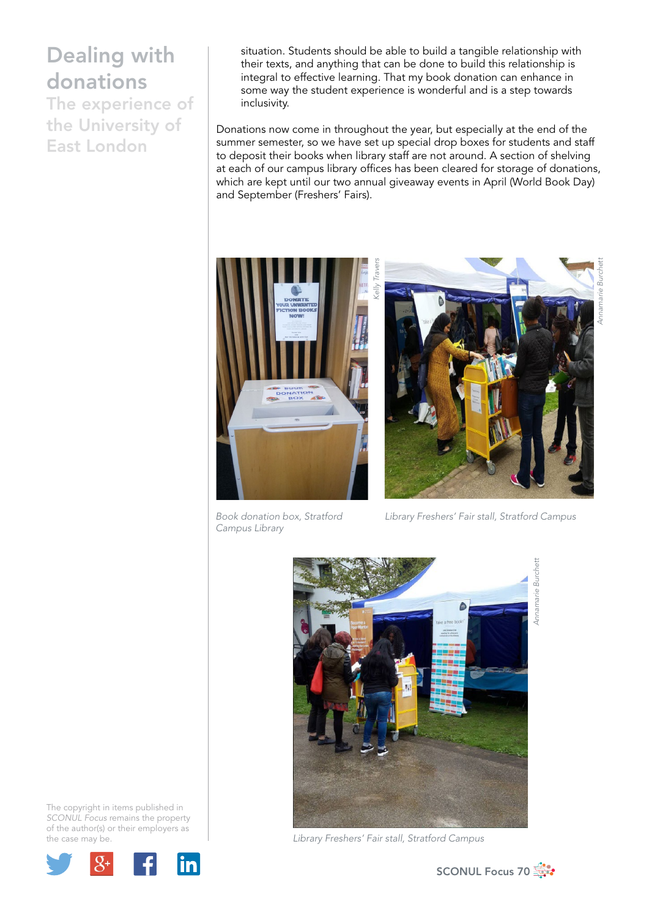situation. Students should be able to build a tangible relationship with their texts, and anything that can be done to build this relationship is integral to effective learning. That my book donation can enhance in some way the student experience is wonderful and is a step towards inclusivity.

Donations now come in throughout the year, but especially at the end of the summer semester, so we have set up special drop boxes for students and staff to deposit their books when library staff are not around. A section of shelving at each of our campus library offices has been cleared for storage of donations, which are kept until our two annual giveaway events in April (World Book Day) and September (Freshers' Fairs).

*Book donation box, Stratford Campus Library*

*Library Freshers' Fair stall, Stratford Campus*

*Library Freshers' Fair stall, Stratford Campus*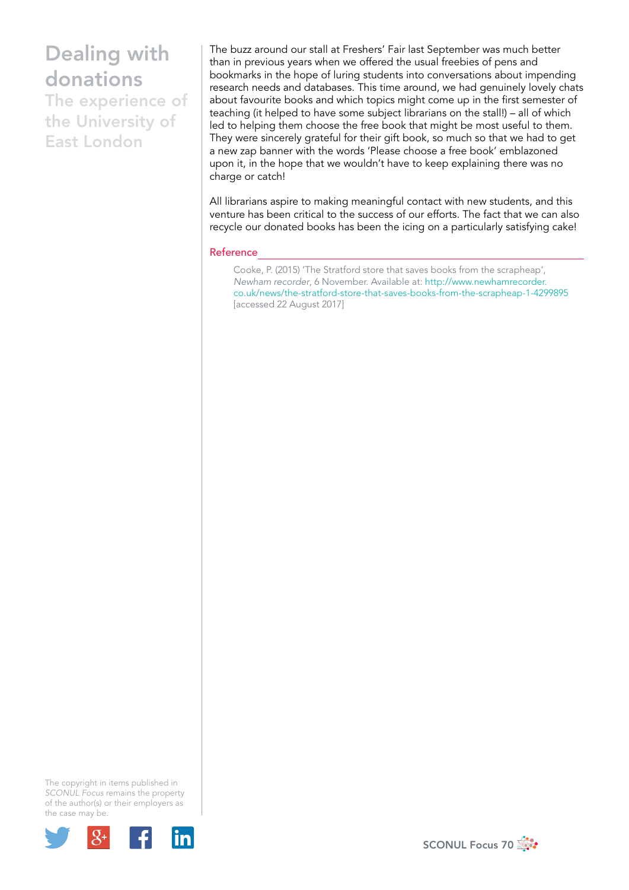# Dealing with donations

## The experience of the University of East London

The buzz around our stall at Freshers' Fair last September was much better than in previous years when we offered the usual freebies of pens and bookmarks in the hope of luring students into conversations about impending research needs and databases. This time around, we had genuinely lovely chats about favourite books and which topics might come up in the first semester of teaching (it helped to have some subject librarians on the stall!) – all of which led to helping them choose the free book that might be most useful to them. They were sincerely grateful for their gift book, so much so that we had to get a new zap banner with the words 'Please choose a free book' emblazoned upon it, in the hope that we wouldn't have to keep explaining there was no charge or catch!

All librarians aspire to making meaningful contact with new students, and this venture has been critical to the success of our efforts. The fact that we can also recycle our donated books has been the icing on a particularly satisfying cake!

### Reference

Cooke, P. (2015) 'The Stratford store that saves books from the scrapheap', *Newham recorder*, 6 November. Available at: http://www.newhamrecorder.co.uk/news/the-stratford-store-that-saves-books-from-the-scrapheap-1-4299895 [accessed 22 August 2017]

The copyright in items published in *SCONUL Focus* remains the property of the author(s) or their employers as the case may be.